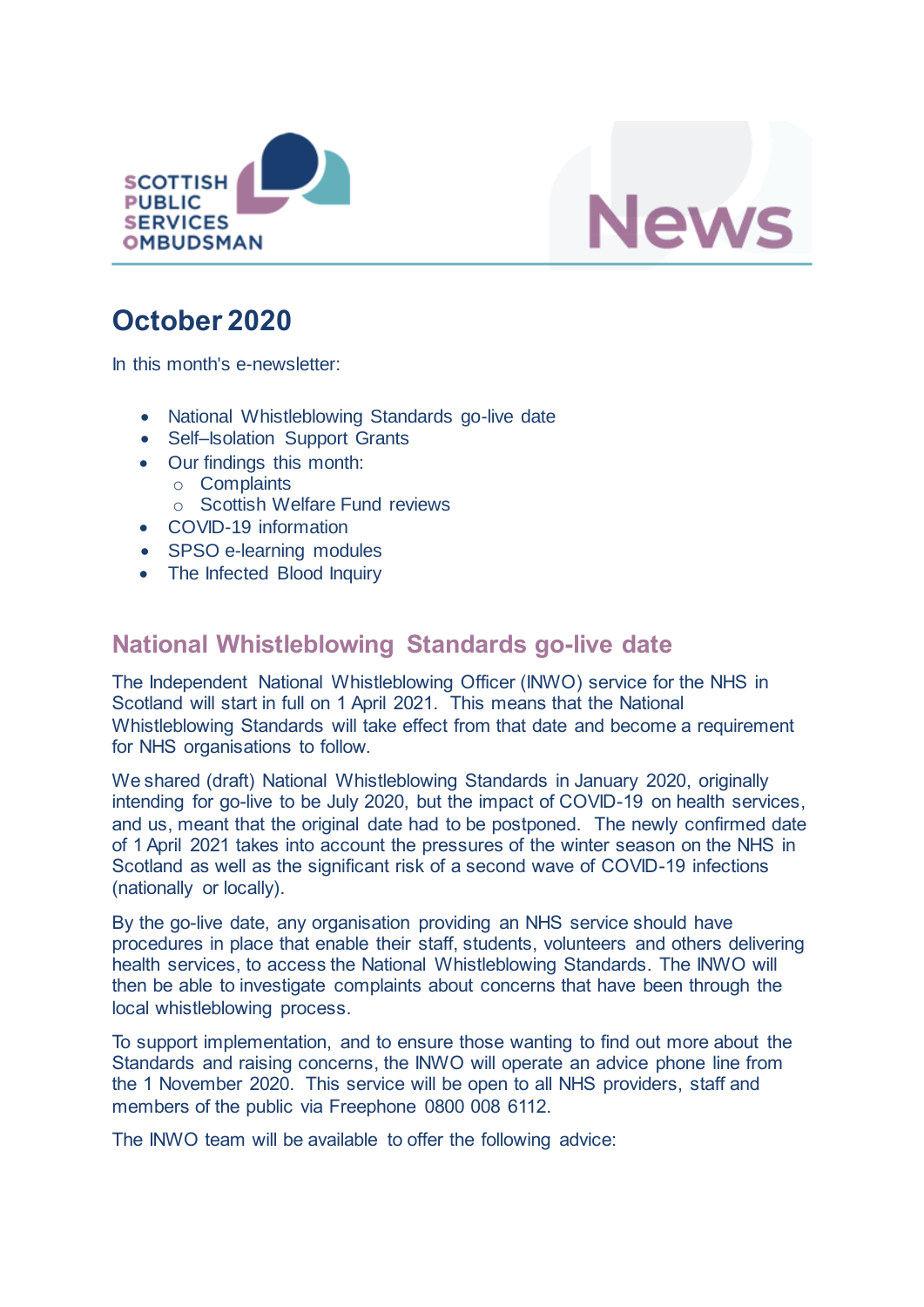SCOTTISH PUBLIC SERVICES OMBUDSMAN

News

# October 2020

In this month's e-newsletter:

- National Whistleblowing Standards go-live date
- Self–Isolation Support Grants
- Our findings this month:
  - Complaints
  - Scottish Welfare Fund reviews
- COVID-19 information
- SPSO e-learning modules
- The Infected Blood Inquiry

## National Whistleblowing Standards go-live date

The Independent National Whistleblowing Officer (INWO) service for the NHS in Scotland will start in full on 1 April 2021. This means that the National Whistleblowing Standards will take effect from that date and become a requirement for NHS organisations to follow.

We shared (draft) National Whistleblowing Standards in January 2020, originally intending for go-live to be July 2020, but the impact of COVID-19 on health services, and us, meant that the original date had to be postponed. The newly confirmed date of 1 April 2021 takes into account the pressures of the winter season on the NHS in Scotland as well as the significant risk of a second wave of COVID-19 infections (nationally or locally).

By the go-live date, any organisation providing an NHS service should have procedures in place that enable their staff, students, volunteers and others delivering health services, to access the National Whistleblowing Standards. The INWO will then be able to investigate complaints about concerns that have been through the local whistleblowing process.

To support implementation, and to ensure those wanting to find out more about the Standards and raising concerns, the INWO will operate an advice phone line from the 1 November 2020. This service will be open to all NHS providers, staff and members of the public via Freephone 0800 008 6112.

The INWO team will be available to offer the following advice: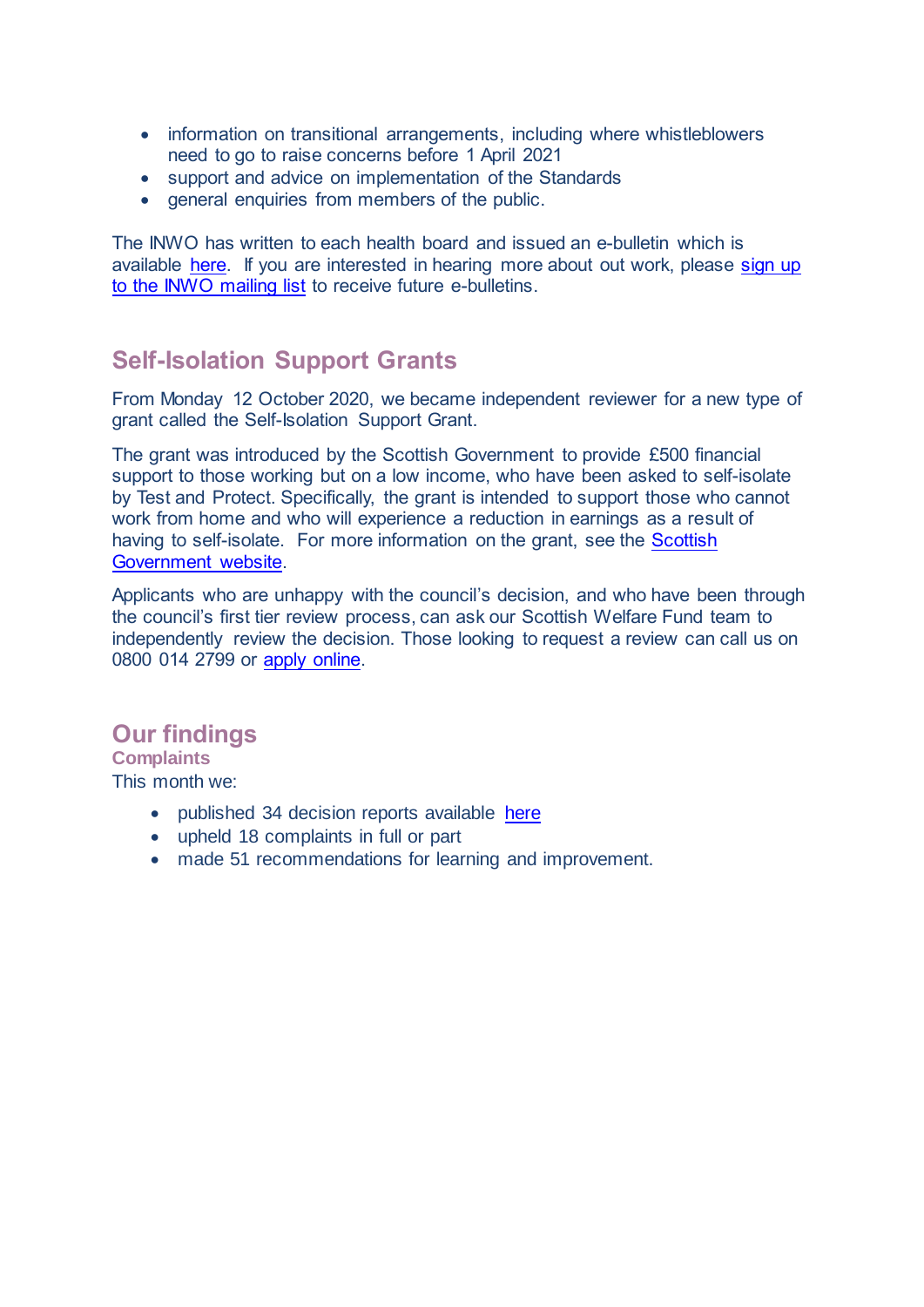- information on transitional arrangements, including where whistleblowers need to go to raise concerns before 1 April 2021
- support and advice on implementation of the Standards
- general enquiries from members of the public.

The INWO has written to each health board and issued an e-bulletin which is available here. If you are interested in hearing more about out work, please sign up to the INWO mailing list to receive future e-bulletins.

## Self-Isolation Support Grants

From Monday 12 October 2020, we became independent reviewer for a new type of grant called the Self-Isolation Support Grant.

The grant was introduced by the Scottish Government to provide £500 financial support to those working but on a low income, who have been asked to self-isolate by Test and Protect. Specifically, the grant is intended to support those who cannot work from home and who will experience a reduction in earnings as a result of having to self-isolate. For more information on the grant, see the Scottish Government website.

Applicants who are unhappy with the council's decision, and who have been through the council's first tier review process, can ask our Scottish Welfare Fund team to independently review the decision. Those looking to request a review can call us on 0800 014 2799 or apply online.

## Our findings

### Complaints

This month we:

- published 34 decision reports available here
- upheld 18 complaints in full or part
- made 51 recommendations for learning and improvement.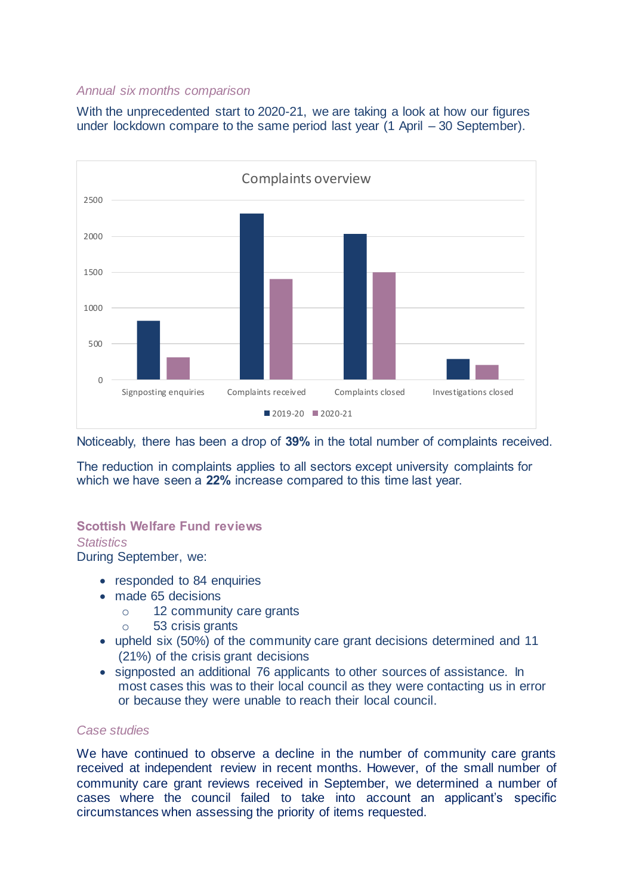*Annual six months comparison*

With the unprecedented start to 2020-21, we are taking a look at how our figures under lockdown compare to the same period last year (1 April – 30 September).

Complaints overview

Noticeably, there has been a drop of **39%** in the total number of complaints received.

The reduction in complaints applies to all sectors except university complaints for which we have seen a **22%** increase compared to this time last year.

## Scottish Welfare Fund reviews

*Statistics*

During September, we:

- responded to 84 enquiries
- made 65 decisions
  - 12 community care grants
  - 53 crisis grants
- upheld six (50%) of the community care grant decisions determined and 11 (21%) of the crisis grant decisions
- signposted an additional 76 applicants to other sources of assistance. In most cases this was to their local council as they were contacting us in error or because they were unable to reach their local council.

*Case studies*

We have continued to observe a decline in the number of community care grants received at independent review in recent months. However, of the small number of community care grant reviews received in September, we determined a number of cases where the council failed to take into account an applicant's specific circumstances when assessing the priority of items requested.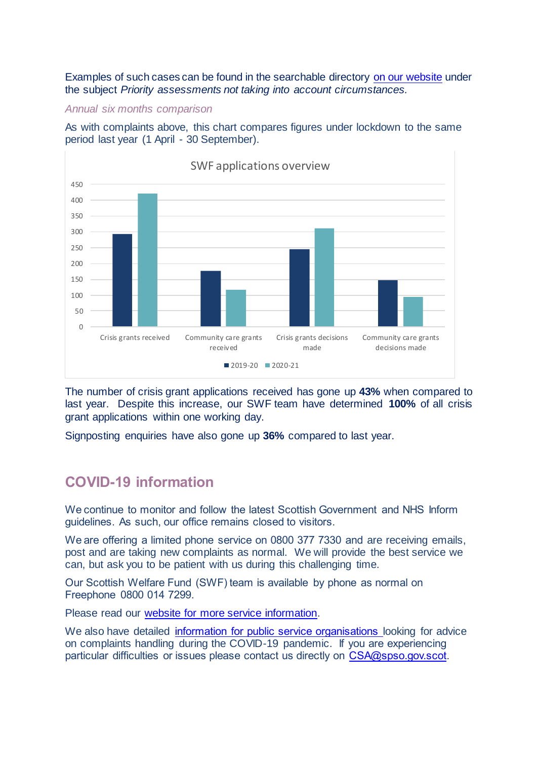Examples of such cases can be found in the searchable directory [on our website](#) under the subject *Priority assessments not taking into account circumstances.*

*Annual six months comparison*

As with complaints above, this chart compares figures under lockdown to the same period last year (1 April - 30 September).

SWF applications overview

The number of crisis grant applications received has gone up **43%** when compared to last year. Despite this increase, our SWF team have determined **100%** of all crisis grant applications within one working day.

Signposting enquiries have also gone up **36%** compared to last year.

## COVID-19 information

We continue to monitor and follow the latest Scottish Government and NHS Inform guidelines. As such, our office remains closed to visitors.

We are offering a limited phone service on 0800 377 7330 and are receiving emails, post and are taking new complaints as normal. We will provide the best service we can, but ask you to be patient with us during this challenging time.

Our Scottish Welfare Fund (SWF) team is available by phone as normal on Freephone 0800 014 7299.

Please read our website for more service information.

We also have detailed information for public service organisations looking for advice on complaints handling during the COVID-19 pandemic. If you are experiencing particular difficulties or issues please contact us directly on CSA@spso.gov.scot.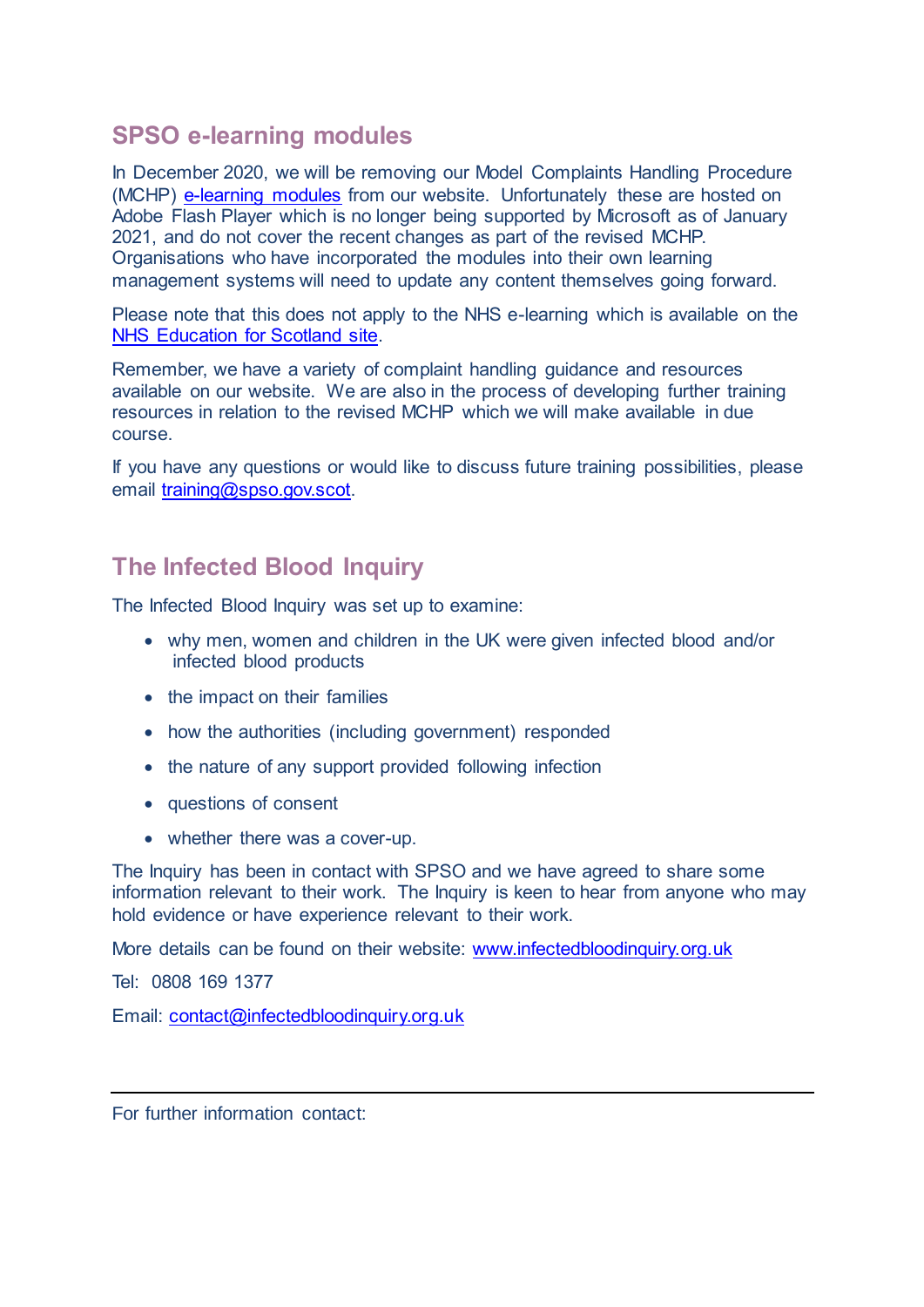## SPSO e-learning modules

In December 2020, we will be removing our Model Complaints Handling Procedure (MCHP) e-learning modules from our website. Unfortunately these are hosted on Adobe Flash Player which is no longer being supported by Microsoft as of January 2021, and do not cover the recent changes as part of the revised MCHP. Organisations who have incorporated the modules into their own learning management systems will need to update any content themselves going forward.

Please note that this does not apply to the NHS e-learning which is available on the NHS Education for Scotland site.

Remember, we have a variety of complaint handling guidance and resources available on our website. We are also in the process of developing further training resources in relation to the revised MCHP which we will make available in due course.

If you have any questions or would like to discuss future training possibilities, please email training@spso.gov.scot.

## The Infected Blood Inquiry

The Infected Blood Inquiry was set up to examine:

- why men, women and children in the UK were given infected blood and/or infected blood products
- the impact on their families
- how the authorities (including government) responded
- the nature of any support provided following infection
- questions of consent
- whether there was a cover-up.

The Inquiry has been in contact with SPSO and we have agreed to share some information relevant to their work. The Inquiry is keen to hear from anyone who may hold evidence or have experience relevant to their work.

More details can be found on their website: www.infectedbloodinquiry.org.uk

Tel: 0808 169 1377

Email: contact@infectedbloodinquiry.org.uk

---

For further information contact: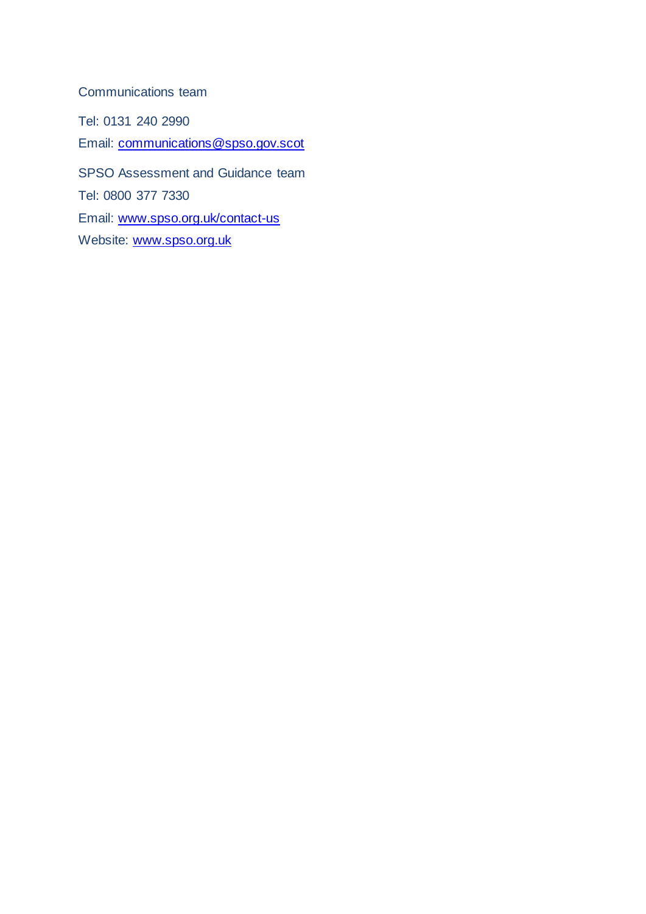Communications team

Tel: 0131 240 2990

Email: [communications@spso.gov.scot](mailto:communications@spso.gov.scot)

SPSO Assessment and Guidance team

Tel: 0800 377 7330

Email: [www.spso.org.uk/contact-us](http://www.spso.org.uk/contact-us)

Website: [www.spso.org.uk](http://www.spso.org.uk)